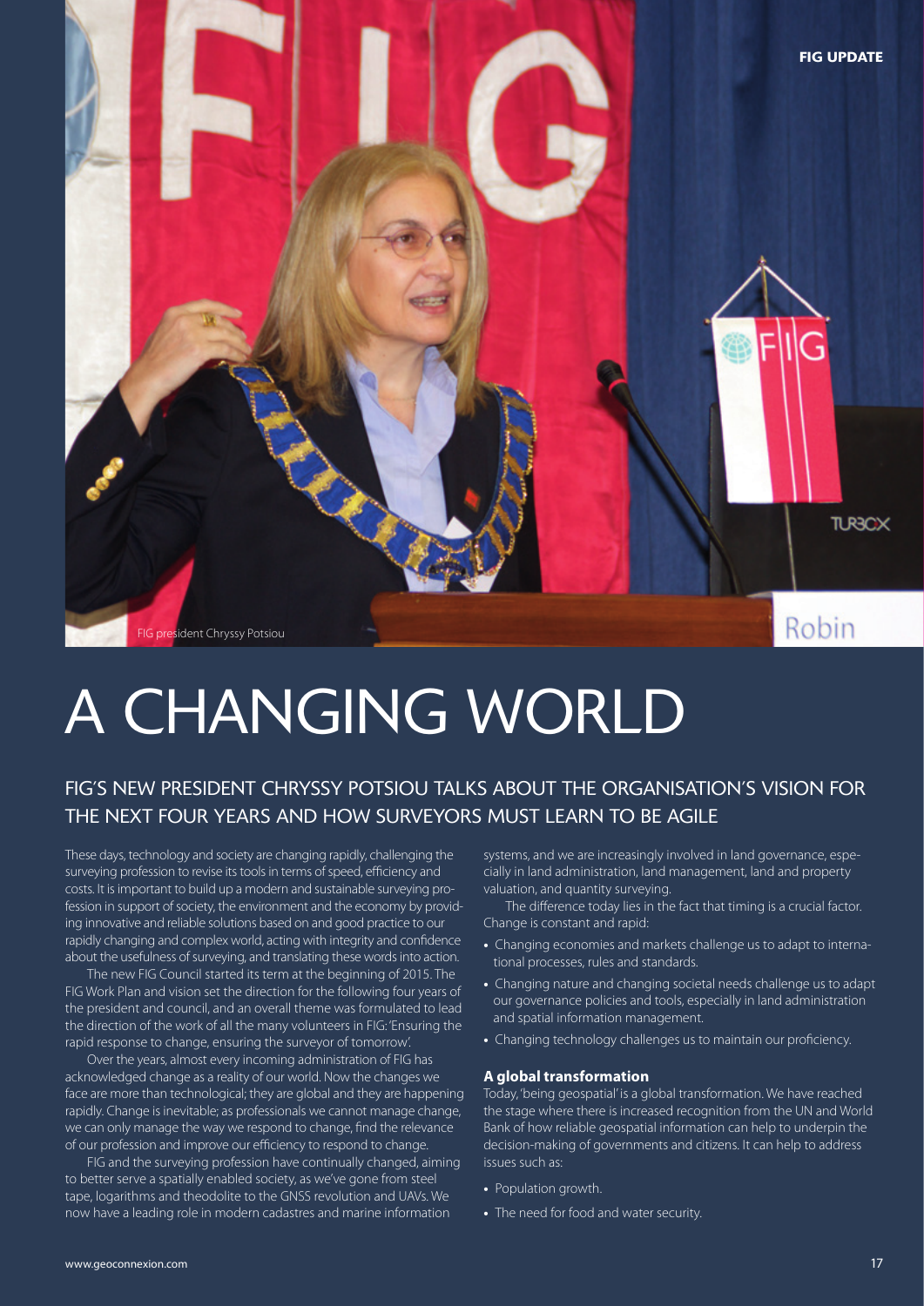FIG president Chryssy Potsiou

# A CHANGING WORLD

## FIG'S NEW PRESIDENT CHRYSSY POTSIOU TALKS ABOUT THE ORGANISATION'S VISION FOR THE NEXT FOUR YEARS AND HOW SURVEYORS MUST LEARN TO BE AGILE

These days, technology and society are changing rapidly, challenging the surveying profession to revise its tools in terms of speed, efficiency and costs. It is important to build up a modern and sustainable surveying profession in support of society, the environment and the economy by providing innovative and reliable solutions based on and good practice to our rapidly changing and complex world, acting with integrity and confidence about the usefulness of surveying, and translating these words into action.

The new FIG Council started its term at the beginning of 2015. The FIG Work Plan and vision set the direction for the following four years of the president and council, and an overall theme was formulated to lead the direction of the work of all the many volunteers in FIG: 'Ensuring the rapid response to change, ensuring the surveyor of tomorrow'.

Over the years, almost every incoming administration of FIG has acknowledged change as a reality of our world. Now the changes we face are more than technological; they are global and they are happening rapidly. Change is inevitable; as professionals we cannot manage change, we can only manage the way we respond to change, find the relevance of our profession and improve our efficiency to respond to change.

FIG and the surveying profession have continually changed, aiming to better serve a spatially enabled society, as we've gone from steel tape, logarithms and theodolite to the GNSS revolution and UAVs. We now have a leading role in modern cadastres and marine information systems, and we are increasingly involved in land governance, especially in land administration, land management, land and property valuation, and quantity surveying.

The difference today lies in the fact that timing is a crucial factor. Change is constant and rapid:

- Changing economies and markets challenge us to adapt to international processes, rules and standards.
- Changing nature and changing societal needs challenge us to adapt our governance policies and tools, especially in land administration and spatial information management.
- Changing technology challenges us to maintain our proficiency.

### A global transformation

Today, 'being geospatial' is a global transformation. We have reached the stage where there is increased recognition from the UN and World Bank of how reliable geospatial information can help to underpin the decision-making of governments and citizens. It can help to address issues such as:

- Population growth.
- The need for food and water security.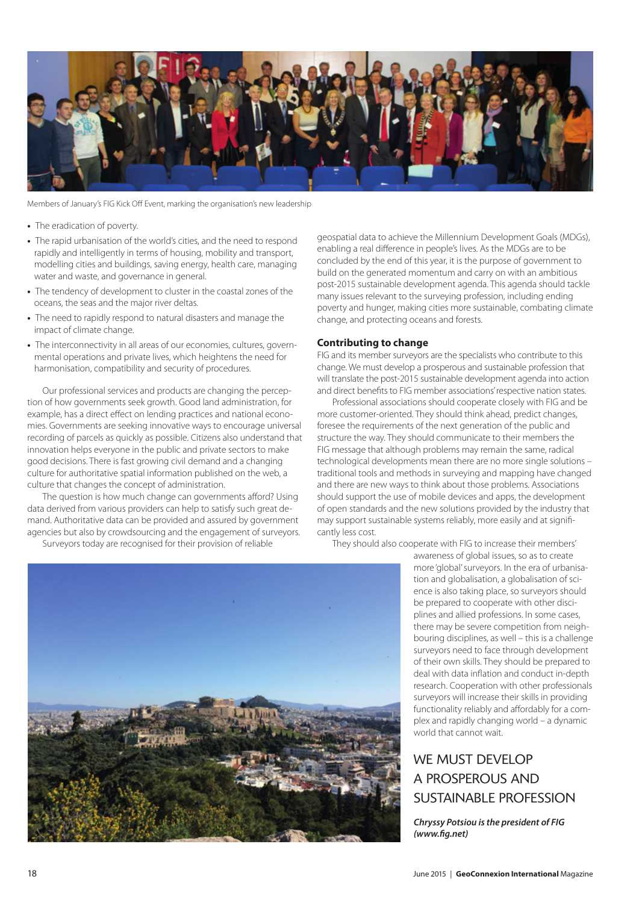Members of January's FIG Kick Off Event, marking the organisation's new leadership

- The eradication of poverty.
- The rapid urbanisation of the world's cities, and the need to respond rapidly and intelligently in terms of housing, mobility and transport, modelling cities and buildings, saving energy, health care, managing water and waste, and governance in general.
- The tendency of development to cluster in the coastal zones of the oceans, the seas and the major river deltas.
- The need to rapidly respond to natural disasters and manage the impact of climate change.
- The interconnectivity in all areas of our economies, cultures, governmental operations and private lives, which heightens the need for harmonisation, compatibility and security of procedures.

Our professional services and products are changing the perception of how governments seek growth. Good land administration, for example, has a direct effect on lending practices and national economies. Governments are seeking innovative ways to encourage universal recording of parcels as quickly as possible. Citizens also understand that innovation helps everyone in the public and private sectors to make good decisions. There is fast growing civil demand and a changing culture for authoritative spatial information published on the web, a culture that changes the concept of administration.

The question is how much change can governments afford? Using data derived from various providers can help to satisfy such great demand. Authoritative data can be provided and assured by government agencies but also by crowdsourcing and the engagement of surveyors.

Surveyors today are recognised for their provision of reliable geospatial data to achieve the Millennium Development Goals (MDGs), enabling a real difference in people's lives. As the MDGs are to be concluded by the end of this year, it is the purpose of government to build on the generated momentum and carry on with an ambitious post-2015 sustainable development agenda. This agenda should tackle many issues relevant to the surveying profession, including ending poverty and hunger, making cities more sustainable, combating climate change, and protecting oceans and forests.

## Contributing to change

FIG and its member surveyors are the specialists who contribute to this change. We must develop a prosperous and sustainable profession that will translate the post-2015 sustainable development agenda into action and direct benefits to FIG member associations' respective nation states.

Professional associations should cooperate closely with FIG and be more customer-oriented. They should think ahead, predict changes, foresee the requirements of the next generation of the public and structure the way. They should communicate to their members the FIG message that although problems may remain the same, radical technological developments mean there are no more single solutions – traditional tools and methods in surveying and mapping have changed and there are new ways to think about those problems. Associations should support the use of mobile devices and apps, the development of open standards and the new solutions provided by the industry that may support sustainable systems reliably, more easily and at significantly less cost.

They should also cooperate with FIG to increase their members' awareness of global issues, so as to create more 'global' surveyors. In the era of urbanisation and globalisation, a globalisation of science is also taking place, so surveyors should be prepared to cooperate with other disciplines and allied professions. In some cases, there may be severe competition from neighbouring disciplines, as well – this is a challenge surveyors need to face through development of their own skills. They should be prepared to deal with data inflation and conduct in-depth research. Cooperation with other professionals surveyors will increase their skills in providing functionality reliably and affordably for a complex and rapidly changing world – a dynamic world that cannot wait.

## WE MUST DEVELOP A PROSPEROUS AND SUSTAINABLE PROFESSION

***Chryssy Potsiou is the president of FIG (www.fig.net)***